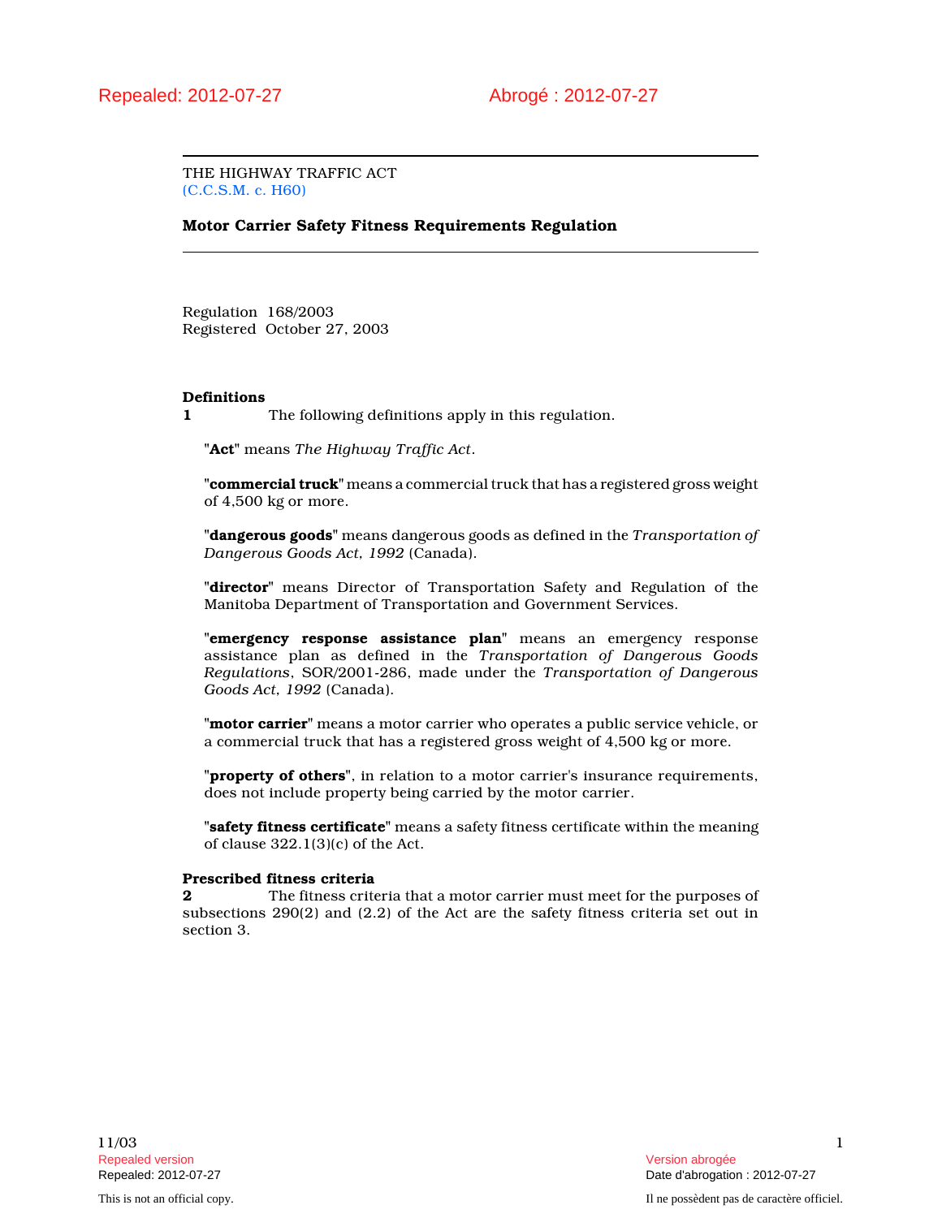Repealed: 2012-07-27 Abrogé : 2012-07-27

THE HIGHWAY TRAFFIC ACT
(C.C.S.M. c. H60)

**Motor Carrier Safety Fitness Requirements Regulation**

Regulation 168/2003
Registered October 27, 2003

**Definitions**

**1** The following definitions apply in this regulation.

"**Act**" means *The Highway Traffic Act*.

"**commercial truck**" means a commercial truck that has a registered gross weight of 4,500 kg or more.

"**dangerous goods**" means dangerous goods as defined in the *Transportation of Dangerous Goods Act, 1992* (Canada).

"**director**" means Director of Transportation Safety and Regulation of the Manitoba Department of Transportation and Government Services.

"**emergency response assistance plan**" means an emergency response assistance plan as defined in the *Transportation of Dangerous Goods Regulations*, SOR/2001-286, made under the *Transportation of Dangerous Goods Act, 1992* (Canada).

"**motor carrier**" means a motor carrier who operates a public service vehicle, or a commercial truck that has a registered gross weight of 4,500 kg or more.

"**property of others**", in relation to a motor carrier's insurance requirements, does not include property being carried by the motor carrier.

"**safety fitness certificate**" means a safety fitness certificate within the meaning of clause 322.1(3)(c) of the Act.

**Prescribed fitness criteria**

**2** The fitness criteria that a motor carrier must meet for the purposes of subsections 290(2) and (2.2) of the Act are the safety fitness criteria set out in section 3.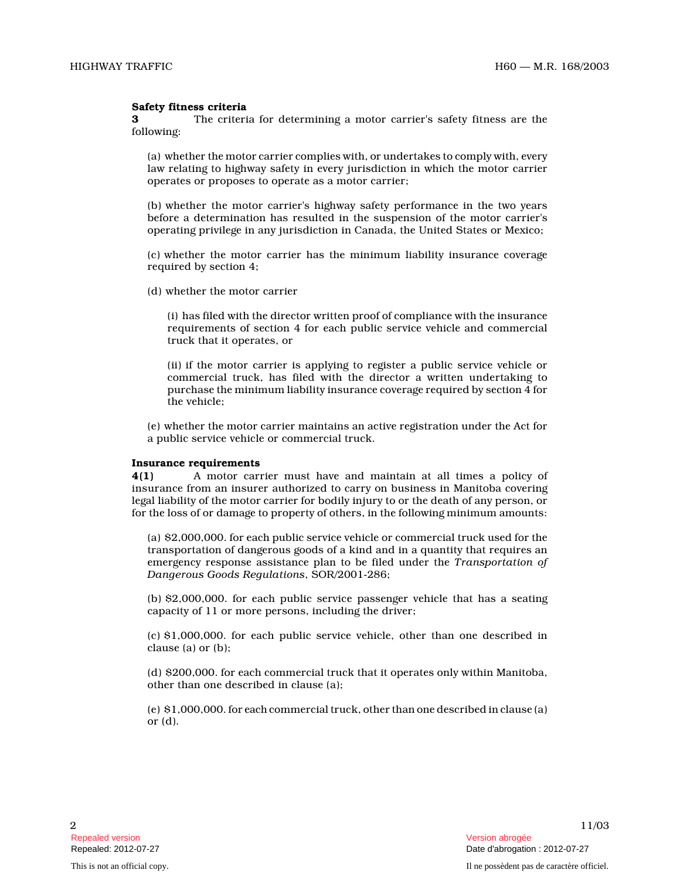**Safety fitness criteria**

**3** The criteria for determining a motor carrier's safety fitness are the following:

(a) whether the motor carrier complies with, or undertakes to comply with, every law relating to highway safety in every jurisdiction in which the motor carrier operates or proposes to operate as a motor carrier;

(b) whether the motor carrier's highway safety performance in the two years before a determination has resulted in the suspension of the motor carrier's operating privilege in any jurisdiction in Canada, the United States or Mexico;

(c) whether the motor carrier has the minimum liability insurance coverage required by section 4;

(d) whether the motor carrier

(i) has filed with the director written proof of compliance with the insurance requirements of section 4 for each public service vehicle and commercial truck that it operates, or

(ii) if the motor carrier is applying to register a public service vehicle or commercial truck, has filed with the director a written undertaking to purchase the minimum liability insurance coverage required by section 4 for the vehicle;

(e) whether the motor carrier maintains an active registration under the Act for a public service vehicle or commercial truck.

**Insurance requirements**

**4(1)** A motor carrier must have and maintain at all times a policy of insurance from an insurer authorized to carry on business in Manitoba covering legal liability of the motor carrier for bodily injury to or the death of any person, or for the loss of or damage to property of others, in the following minimum amounts:

(a) $2,000,000. for each public service vehicle or commercial truck used for the transportation of dangerous goods of a kind and in a quantity that requires an emergency response assistance plan to be filed under the *Transportation of Dangerous Goods Regulations*, SOR/2001-286;

(b) $2,000,000. for each public service passenger vehicle that has a seating capacity of 11 or more persons, including the driver;

(c) $1,000,000. for each public service vehicle, other than one described in clause (a) or (b);

(d) $200,000. for each commercial truck that it operates only within Manitoba, other than one described in clause (a);

(e) $1,000,000. for each commercial truck, other than one described in clause (a) or (d).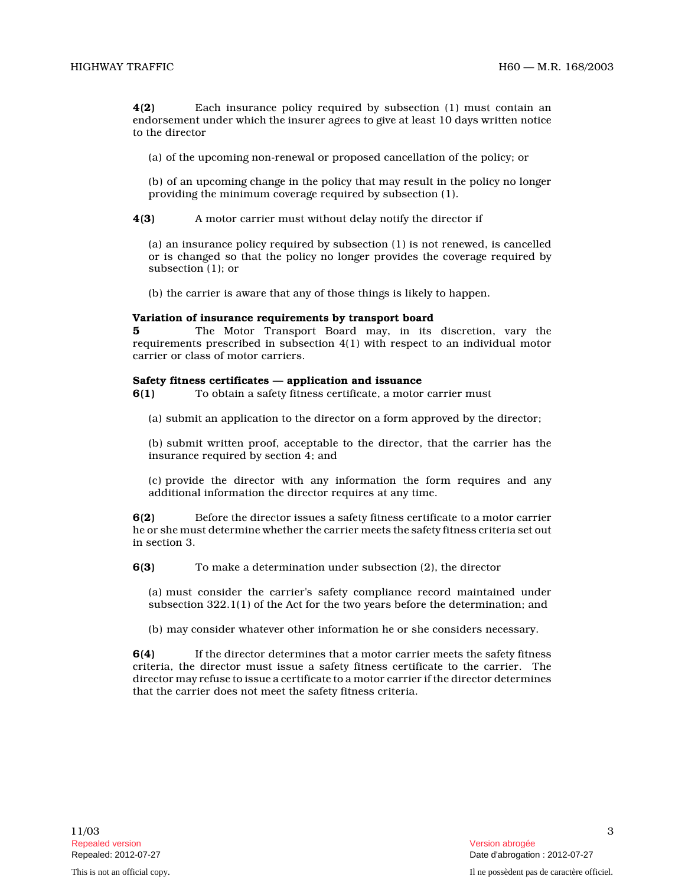**4(2)** Each insurance policy required by subsection (1) must contain an endorsement under which the insurer agrees to give at least 10 days written notice to the director

(a) of the upcoming non-renewal or proposed cancellation of the policy; or

(b) of an upcoming change in the policy that may result in the policy no longer providing the minimum coverage required by subsection (1).

**4(3)** A motor carrier must without delay notify the director if

(a) an insurance policy required by subsection (1) is not renewed, is cancelled or is changed so that the policy no longer provides the coverage required by subsection (1); or

(b) the carrier is aware that any of those things is likely to happen.

**Variation of insurance requirements by transport board**

**5** The Motor Transport Board may, in its discretion, vary the requirements prescribed in subsection 4(1) with respect to an individual motor carrier or class of motor carriers.

**Safety fitness certificates — application and issuance**

**6(1)** To obtain a safety fitness certificate, a motor carrier must

(a) submit an application to the director on a form approved by the director;

(b) submit written proof, acceptable to the director, that the carrier has the insurance required by section 4; and

(c) provide the director with any information the form requires and any additional information the director requires at any time.

**6(2)** Before the director issues a safety fitness certificate to a motor carrier he or she must determine whether the carrier meets the safety fitness criteria set out in section 3.

**6(3)** To make a determination under subsection (2), the director

(a) must consider the carrier's safety compliance record maintained under subsection 322.1(1) of the Act for the two years before the determination; and

(b) may consider whatever other information he or she considers necessary.

**6(4)** If the director determines that a motor carrier meets the safety fitness criteria, the director must issue a safety fitness certificate to the carrier. The director may refuse to issue a certificate to a motor carrier if the director determines that the carrier does not meet the safety fitness criteria.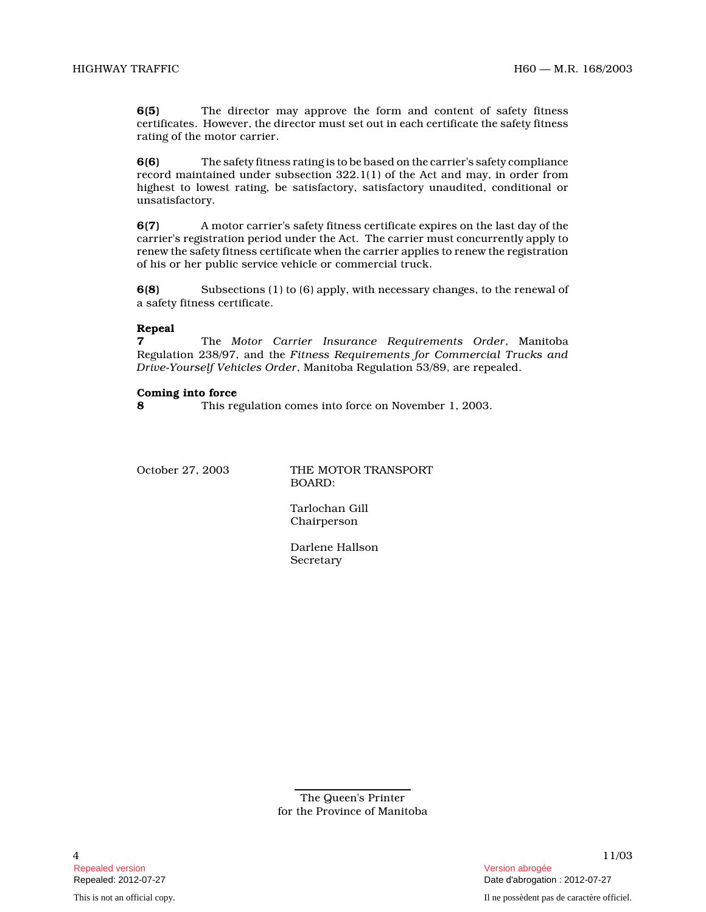**6(5)** The director may approve the form and content of safety fitness certificates. However, the director must set out in each certificate the safety fitness rating of the motor carrier.

**6(6)** The safety fitness rating is to be based on the carrier's safety compliance record maintained under subsection 322.1(1) of the Act and may, in order from highest to lowest rating, be satisfactory, satisfactory unaudited, conditional or unsatisfactory.

**6(7)** A motor carrier's safety fitness certificate expires on the last day of the carrier's registration period under the Act. The carrier must concurrently apply to renew the safety fitness certificate when the carrier applies to renew the registration of his or her public service vehicle or commercial truck.

**6(8)** Subsections (1) to (6) apply, with necessary changes, to the renewal of a safety fitness certificate.

**Repeal**

**7** The *Motor Carrier Insurance Requirements Order*, Manitoba Regulation 238/97, and the *Fitness Requirements for Commercial Trucks and Drive-Yourself Vehicles Order*, Manitoba Regulation 53/89, are repealed.

**Coming into force**

**8** This regulation comes into force on November 1, 2003.

October 27, 2003

THE MOTOR TRANSPORT BOARD:

Tarlochan Gill
Chairperson

Darlene Hallson
Secretary

The Queen's Printer
for the Province of Manitoba

Repealed version
Repealed: 2012-07-27

Version abrogée
Date d'abrogation : 2012-07-27

This is not an official copy.

Il ne possèdent pas de caractère officiel.